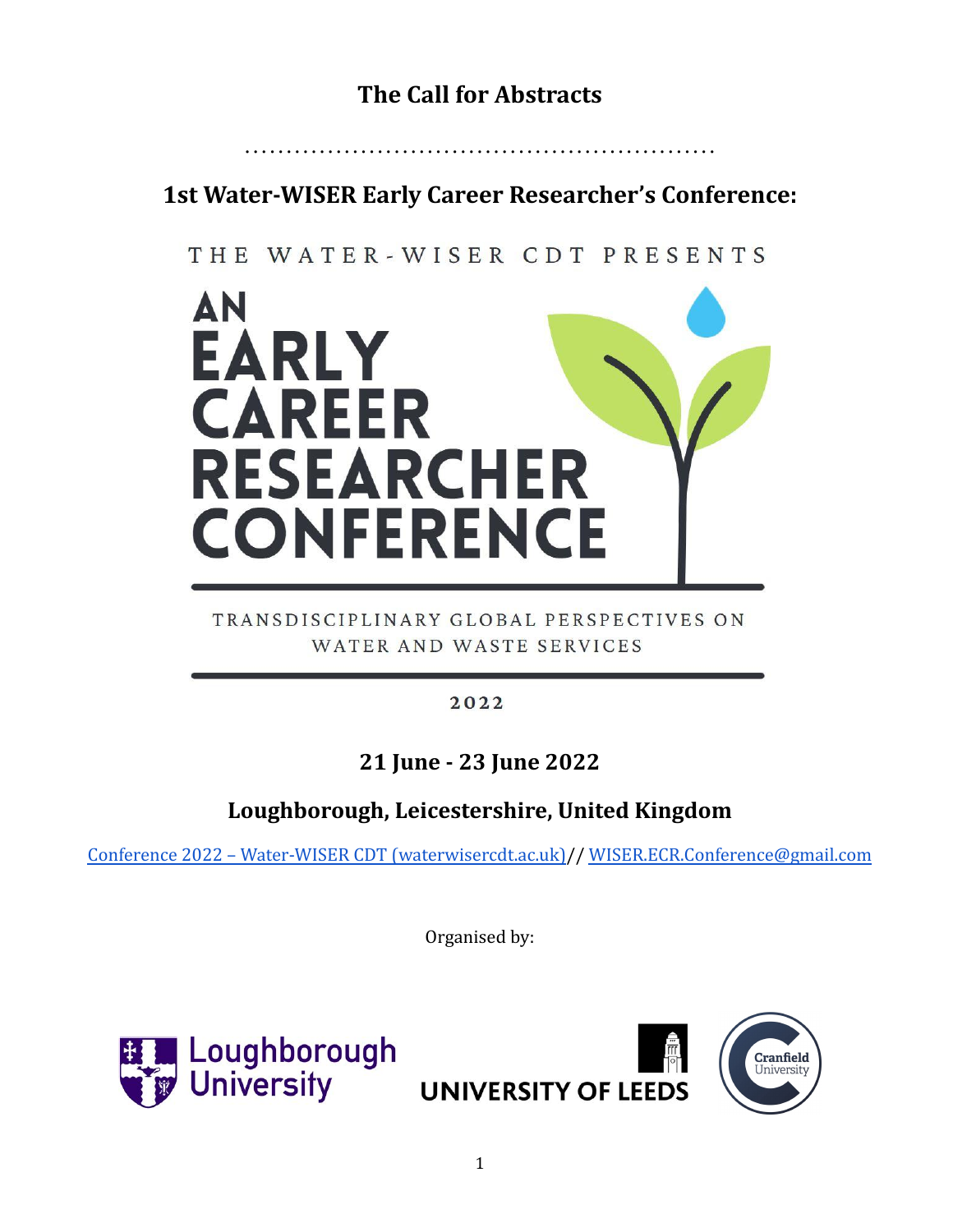# The Call for Abstracts

.......................................................

## 1st Water-WISER Early Career Researcher's Conference:

THE WATER-WISER CDT PRESENTS

AN EARLY CAREER RESEARCHER CONFERENCE

TRANSDISCIPLINARY GLOBAL PERSPECTIVES ON WATER AND WASTE SERVICES

2022

### 21 June - 23 June 2022

### Loughborough, Leicestershire, United Kingdom

[Conference 2022 – Water-WISER CDT (waterwisercdt.ac.uk)](https://waterwisercdt.ac.uk)// [WISER.ECR.Conference@gmail.com](mailto:WISER.ECR.Conference@gmail.com)

Organised by:

Loughborough University

UNIVERSITY OF LEEDS

Cranfield University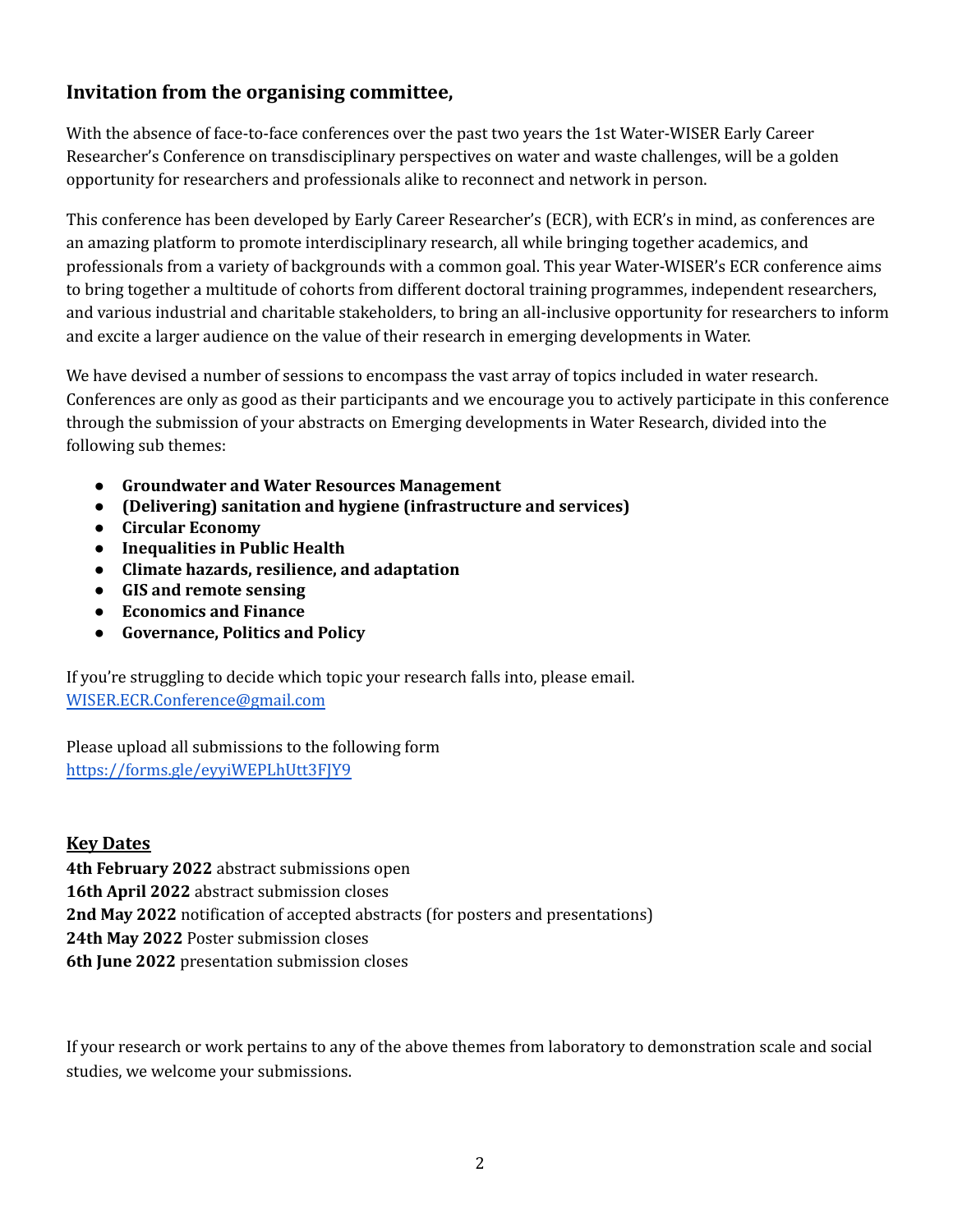## Invitation from the organising committee,

With the absence of face-to-face conferences over the past two years the 1st Water-WISER Early Career Researcher's Conference on transdisciplinary perspectives on water and waste challenges, will be a golden opportunity for researchers and professionals alike to reconnect and network in person.

This conference has been developed by Early Career Researcher's (ECR), with ECR's in mind, as conferences are an amazing platform to promote interdisciplinary research, all while bringing together academics, and professionals from a variety of backgrounds with a common goal. This year Water-WISER's ECR conference aims to bring together a multitude of cohorts from different doctoral training programmes, independent researchers, and various industrial and charitable stakeholders, to bring an all-inclusive opportunity for researchers to inform and excite a larger audience on the value of their research in emerging developments in Water.

We have devised a number of sessions to encompass the vast array of topics included in water research. Conferences are only as good as their participants and we encourage you to actively participate in this conference through the submission of your abstracts on Emerging developments in Water Research, divided into the following sub themes:

- **Groundwater and Water Resources Management**
- **(Delivering) sanitation and hygiene (infrastructure and services)**
- **Circular Economy**
- **Inequalities in Public Health**
- **Climate hazards, resilience, and adaptation**
- **GIS and remote sensing**
- **Economics and Finance**
- **Governance, Politics and Policy**

If you're struggling to decide which topic your research falls into, please email. [WISER.ECR.Conference@gmail.com](mailto:WISER.ECR.Conference@gmail.com)

Please upload all submissions to the following form
[https://forms.gle/eyyiWEPLhUtt3FJY9](https://forms.gle/eyyiWEPLhUtt3FJY9)

**Key Dates**

**4th February 2022** abstract submissions open
**16th April 2022** abstract submission closes
**2nd May 2022** notification of accepted abstracts (for posters and presentations)
**24th May 2022** Poster submission closes
**6th June 2022** presentation submission closes

If your research or work pertains to any of the above themes from laboratory to demonstration scale and social studies, we welcome your submissions.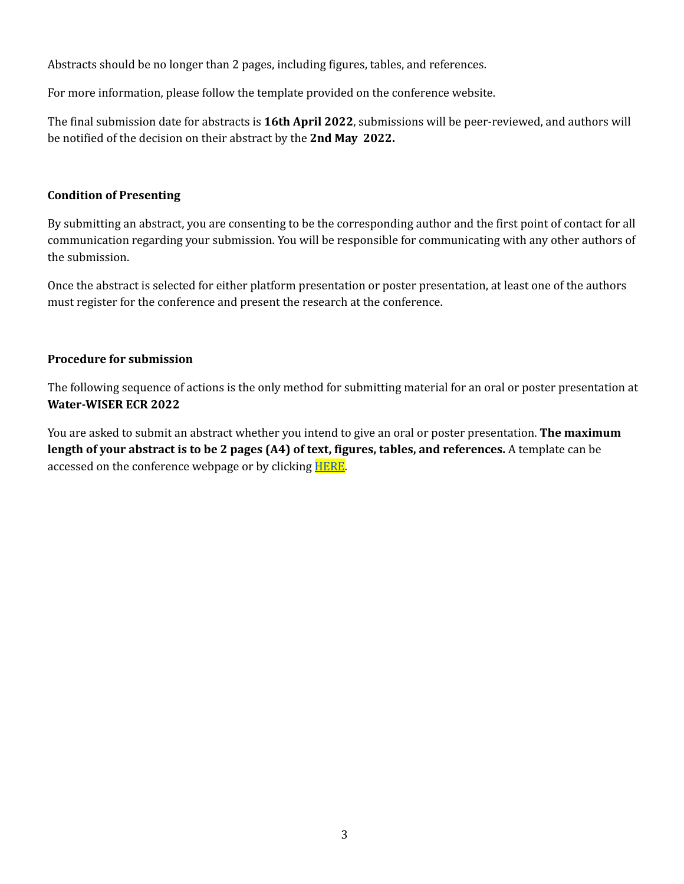Abstracts should be no longer than 2 pages, including figures, tables, and references.

For more information, please follow the template provided on the conference website.

The final submission date for abstracts is **16th April 2022**, submissions will be peer-reviewed, and authors will be notified of the decision on their abstract by the **2nd May 2022.**

**Condition of Presenting**

By submitting an abstract, you are consenting to be the corresponding author and the first point of contact for all communication regarding your submission. You will be responsible for communicating with any other authors of the submission.

Once the abstract is selected for either platform presentation or poster presentation, at least one of the authors must register for the conference and present the research at the conference.

**Procedure for submission**

The following sequence of actions is the only method for submitting material for an oral or poster presentation at **Water-WISER ECR 2022**

You are asked to submit an abstract whether you intend to give an oral or poster presentation. **The maximum length of your abstract is to be 2 pages (A4) of text, figures, tables, and references.** A template can be accessed on the conference webpage or by clicking HERE.